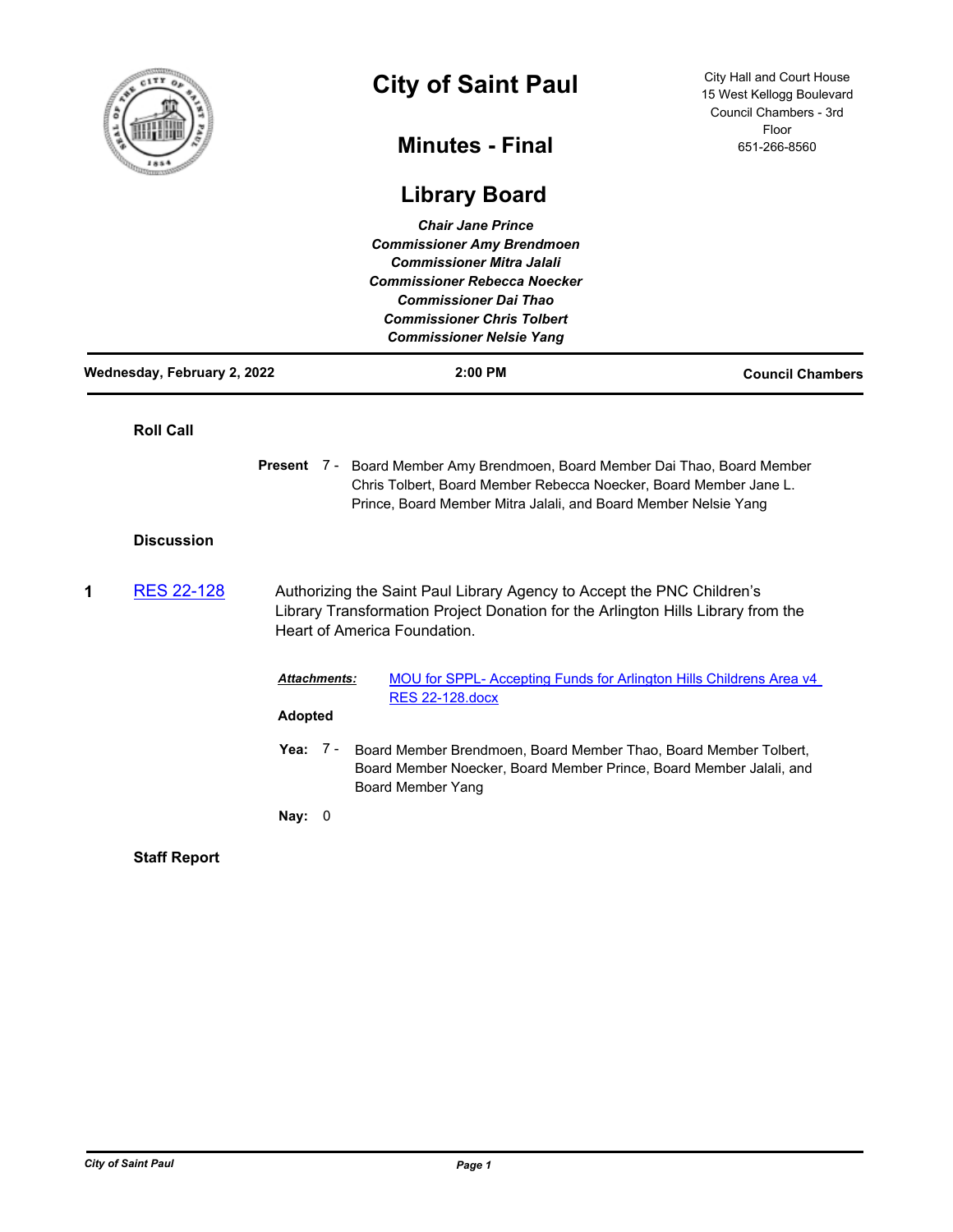# City of Saint Paul

City Hall and Court House
15 West Kellogg Boulevard
Council Chambers - 3rd Floor
651-266-8560

## Minutes - Final

## Library Board

***Chair Jane Prince***
***Commissioner Amy Brendmoen***
***Commissioner Mitra Jalali***
***Commissioner Rebecca Noecker***
***Commissioner Dai Thao***
***Commissioner Chris Tolbert***
***Commissioner Nelsie Yang***

**Wednesday, February 2, 2022** | **2:00 PM** | **Council Chambers**

---

### Roll Call

**Present** 7 - Board Member Amy Brendmoen, Board Member Dai Thao, Board Member Chris Tolbert, Board Member Rebecca Noecker, Board Member Jane L. Prince, Board Member Mitra Jalali, and Board Member Nelsie Yang

### Discussion

**1** RES 22-128 — Authorizing the Saint Paul Library Agency to Accept the PNC Children's Library Transformation Project Donation for the Arlington Hills Library from the Heart of America Foundation.

***Attachments:*** MOU for SPPL- Accepting Funds for Arlington Hills Childrens Area v4 RES 22-128.docx

**Adopted**

**Yea:** 7 - Board Member Brendmoen, Board Member Thao, Board Member Tolbert, Board Member Noecker, Board Member Prince, Board Member Jalali, and Board Member Yang

**Nay:** 0

### Staff Report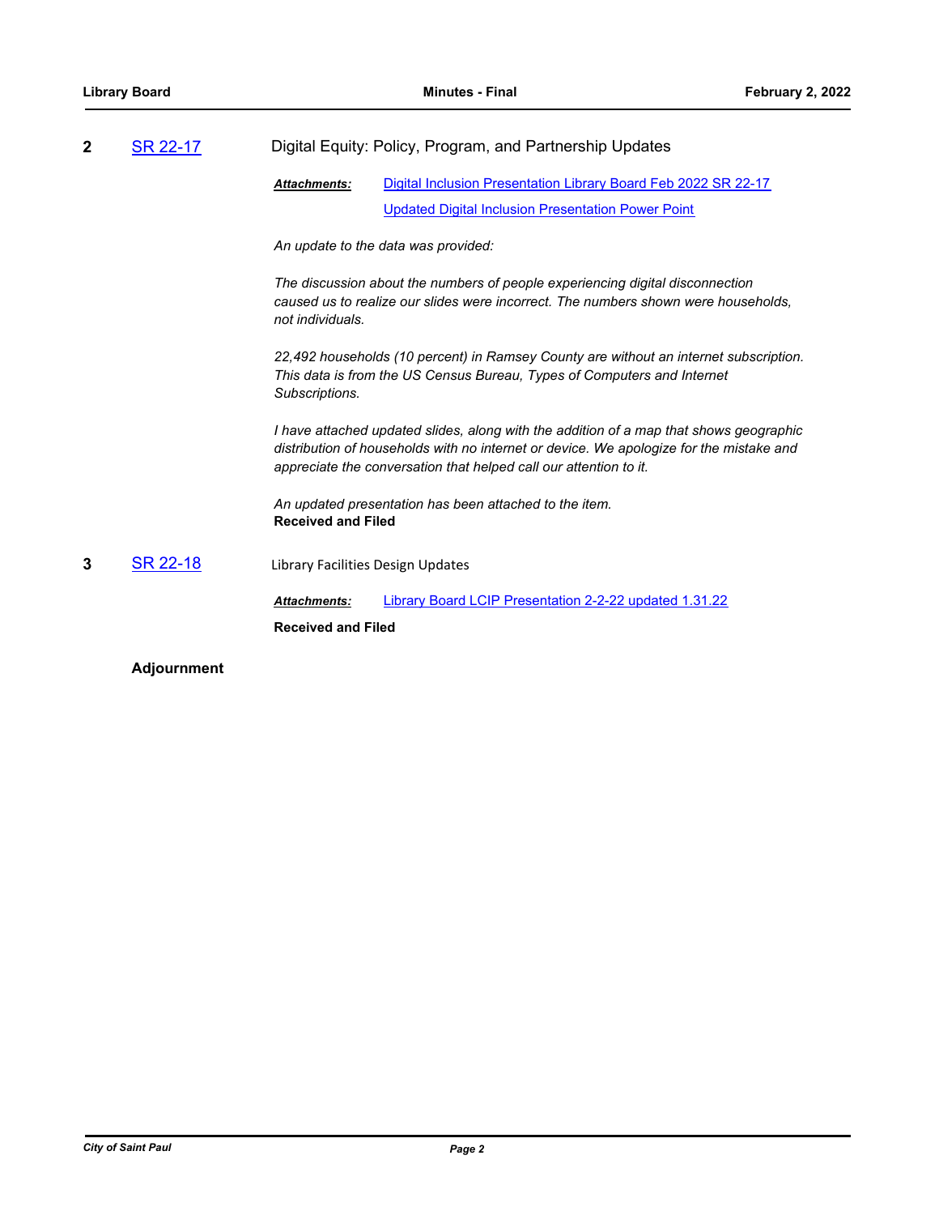**2** SR 22-17 Digital Equity: Policy, Program, and Partnership Updates

***Attachments:*** Digital Inclusion Presentation Library Board Feb 2022 SR 22-17

Updated Digital Inclusion Presentation Power Point

*An update to the data was provided:*

*The discussion about the numbers of people experiencing digital disconnection caused us to realize our slides were incorrect. The numbers shown were households, not individuals.*

*22,492 households (10 percent) in Ramsey County are without an internet subscription. This data is from the US Census Bureau, Types of Computers and Internet Subscriptions.*

*I have attached updated slides, along with the addition of a map that shows geographic distribution of households with no internet or device. We apologize for the mistake and appreciate the conversation that helped call our attention to it.*

*An updated presentation has been attached to the item.*

**Received and Filed**

**3** SR 22-18 Library Facilities Design Updates

***Attachments:*** Library Board LCIP Presentation 2-2-22 updated 1.31.22

**Received and Filed**

**Adjournment**